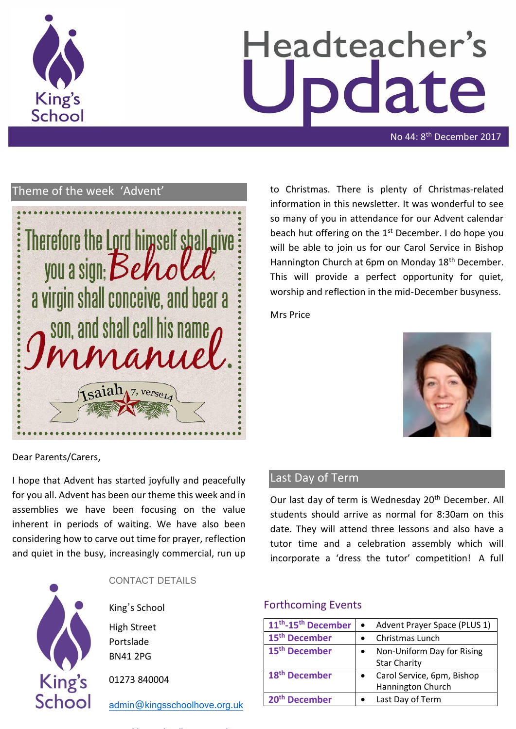# Headteacher's Update

No 44: 8th December 2017

## Theme of the week 'Advent'

Therefore the Lord himself shall give you a sign; Behold, a virgin shall conceive, and bear a son, and shall call his name Immanuel.

Isaiah 7, verse 14

Dear Parents/Carers,

I hope that Advent has started joyfully and peacefully for you all. Advent has been our theme this week and in assemblies we have been focusing on the value inherent in periods of waiting. We have also been considering how to carve out time for prayer, reflection and quiet in the busy, increasingly commercial, run up to Christmas. There is plenty of Christmas-related information in this newsletter. It was wonderful to see so many of you in attendance for our Advent calendar beach hut offering on the 1st December. I do hope you will be able to join us for our Carol Service in Bishop Hannington Church at 6pm on Monday 18th December. This will provide a perfect opportunity for quiet, worship and reflection in the mid-December busyness.

Mrs Price

## Last Day of Term

Our last day of term is Wednesday 20th December. All students should arrive as normal for 8:30am on this date. They will attend three lessons and also have a tutor time and a celebration assembly which will incorporate a 'dress the tutor' competition! A full

### CONTACT DETAILS

King's School

High Street

Portslade

BN41 2PG

01273 840004

admin@kingsschoolhove.org.uk

### Forthcoming Events

| Date | Event |
|---|---|
| 11th-15th December | • Advent Prayer Space (PLUS 1) |
| 15th December | • Christmas Lunch |
| 15th December | • Non-Uniform Day for Rising Star Charity |
| 18th December | • Carol Service, 6pm, Bishop Hannington Church |
| 20th December | • Last Day of Term |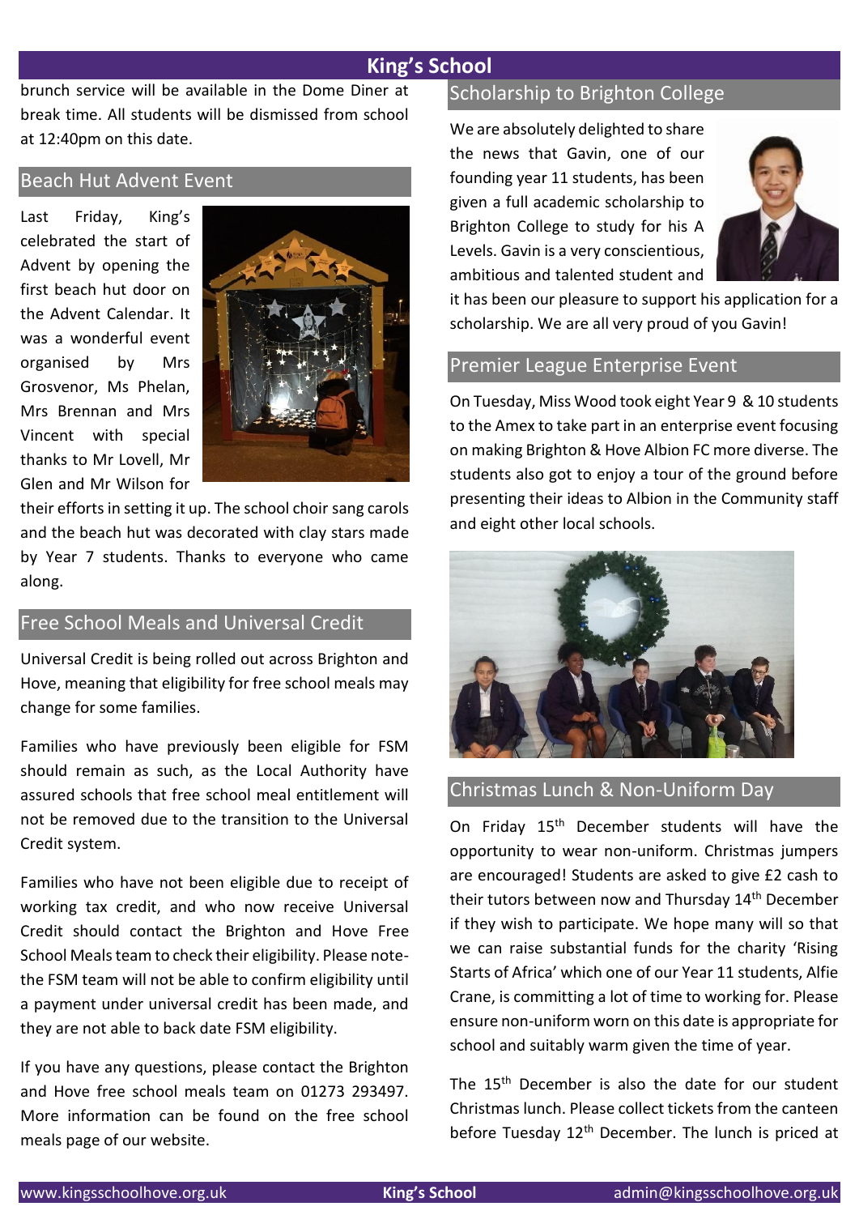brunch service will be available in the Dome Diner at break time. All students will be dismissed from school at 12:40pm on this date.

## Beach Hut Advent Event

Last Friday, King's celebrated the start of Advent by opening the first beach hut door on the Advent Calendar. It was a wonderful event organised by Mrs Grosvenor, Ms Phelan, Mrs Brennan and Mrs Vincent with special thanks to Mr Lovell, Mr Glen and Mr Wilson for their efforts in setting it up. The school choir sang carols and the beach hut was decorated with clay stars made by Year 7 students. Thanks to everyone who came along.

## Free School Meals and Universal Credit

Universal Credit is being rolled out across Brighton and Hove, meaning that eligibility for free school meals may change for some families.

Families who have previously been eligible for FSM should remain as such, as the Local Authority have assured schools that free school meal entitlement will not be removed due to the transition to the Universal Credit system.

Families who have not been eligible due to receipt of working tax credit, and who now receive Universal Credit should contact the Brighton and Hove Free School Meals team to check their eligibility. Please note- the FSM team will not be able to confirm eligibility until a payment under universal credit has been made, and they are not able to back date FSM eligibility.

If you have any questions, please contact the Brighton and Hove free school meals team on 01273 293497. More information can be found on the free school meals page of our website.

## Scholarship to Brighton College

We are absolutely delighted to share the news that Gavin, one of our founding year 11 students, has been given a full academic scholarship to Brighton College to study for his A Levels. Gavin is a very conscientious, ambitious and talented student and it has been our pleasure to support his application for a scholarship. We are all very proud of you Gavin!

## Premier League Enterprise Event

On Tuesday, Miss Wood took eight Year 9 & 10 students to the Amex to take part in an enterprise event focusing on making Brighton & Hove Albion FC more diverse. The students also got to enjoy a tour of the ground before presenting their ideas to Albion in the Community staff and eight other local schools.

## Christmas Lunch & Non-Uniform Day

On Friday 15th December students will have the opportunity to wear non-uniform. Christmas jumpers are encouraged! Students are asked to give £2 cash to their tutors between now and Thursday 14th December if they wish to participate. We hope many will so that we can raise substantial funds for the charity 'Rising Starts of Africa' which one of our Year 11 students, Alfie Crane, is committing a lot of time to working for. Please ensure non-uniform worn on this date is appropriate for school and suitably warm given the time of year.

The 15th December is also the date for our student Christmas lunch. Please collect tickets from the canteen before Tuesday 12th December. The lunch is priced at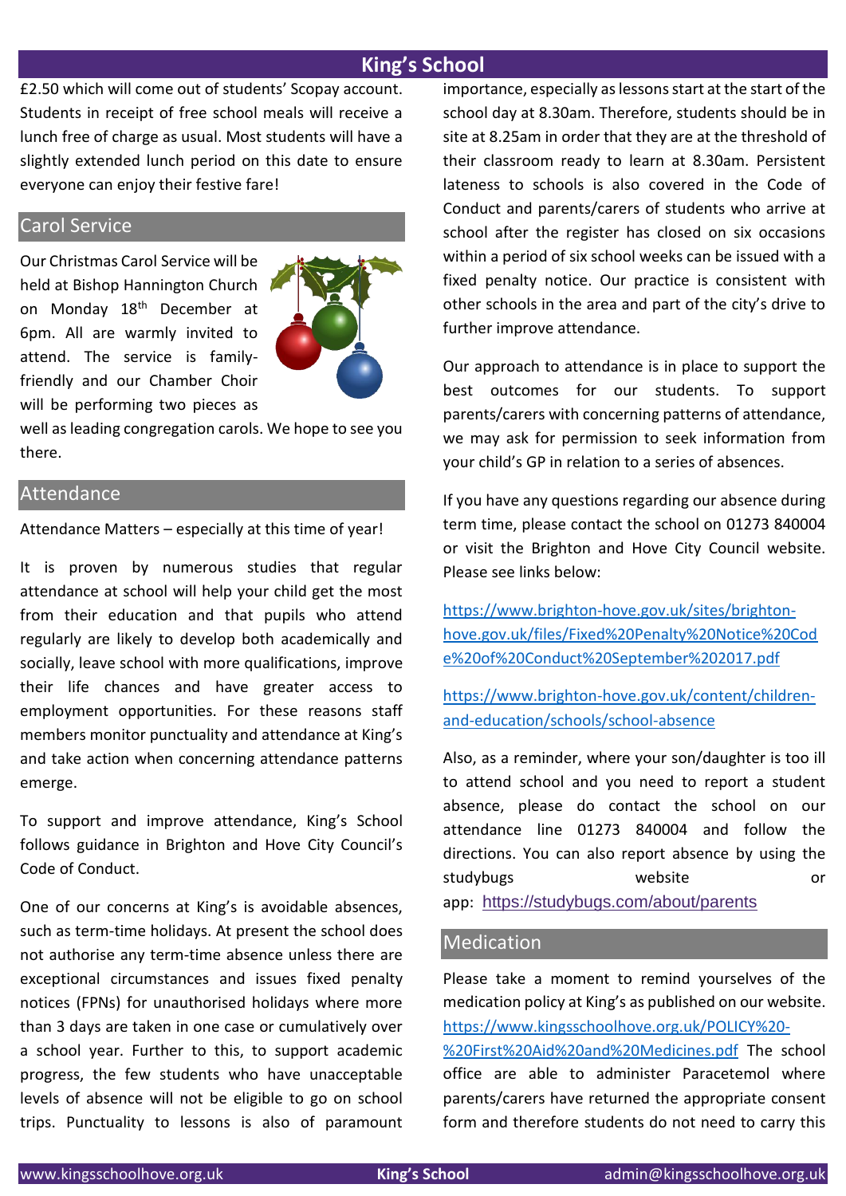£2.50 which will come out of students' Scopay account. Students in receipt of free school meals will receive a lunch free of charge as usual. Most students will have a slightly extended lunch period on this date to ensure everyone can enjoy their festive fare!

## Carol Service

Our Christmas Carol Service will be held at Bishop Hannington Church on Monday 18th December at 6pm. All are warmly invited to attend. The service is family-friendly and our Chamber Choir will be performing two pieces as well as leading congregation carols. We hope to see you there.

## Attendance

Attendance Matters – especially at this time of year!

It is proven by numerous studies that regular attendance at school will help your child get the most from their education and that pupils who attend regularly are likely to develop both academically and socially, leave school with more qualifications, improve their life chances and have greater access to employment opportunities. For these reasons staff members monitor punctuality and attendance at King's and take action when concerning attendance patterns emerge.

To support and improve attendance, King's School follows guidance in Brighton and Hove City Council's Code of Conduct.

One of our concerns at King's is avoidable absences, such as term-time holidays. At present the school does not authorise any term-time absence unless there are exceptional circumstances and issues fixed penalty notices (FPNs) for unauthorised holidays where more than 3 days are taken in one case or cumulatively over a school year. Further to this, to support academic progress, the few students who have unacceptable levels of absence will not be eligible to go on school trips. Punctuality to lessons is also of paramount importance, especially as lessons start at the start of the school day at 8.30am. Therefore, students should be in site at 8.25am in order that they are at the threshold of their classroom ready to learn at 8.30am. Persistent lateness to schools is also covered in the Code of Conduct and parents/carers of students who arrive at school after the register has closed on six occasions within a period of six school weeks can be issued with a fixed penalty notice. Our practice is consistent with other schools in the area and part of the city's drive to further improve attendance.

Our approach to attendance is in place to support the best outcomes for our students. To support parents/carers with concerning patterns of attendance, we may ask for permission to seek information from your child's GP in relation to a series of absences.

If you have any questions regarding our absence during term time, please contact the school on 01273 840004 or visit the Brighton and Hove City Council website. Please see links below:

https://www.brighton-hove.gov.uk/sites/brighton-hove.gov.uk/files/Fixed%20Penalty%20Notice%20Code%20of%20Conduct%20September%202017.pdf

https://www.brighton-hove.gov.uk/content/children-and-education/schools/school-absence

Also, as a reminder, where your son/daughter is too ill to attend school and you need to report a student absence, please do contact the school on our attendance line 01273 840004 and follow the directions. You can also report absence by using the studybugs website or app: https://studybugs.com/about/parents

## Medication

Please take a moment to remind yourselves of the medication policy at King's as published on our website. https://www.kingsschoolhove.org.uk/POLICY%20-%20First%20Aid%20and%20Medicines.pdf The school office are able to administer Paracetemol where parents/carers have returned the appropriate consent form and therefore students do not need to carry this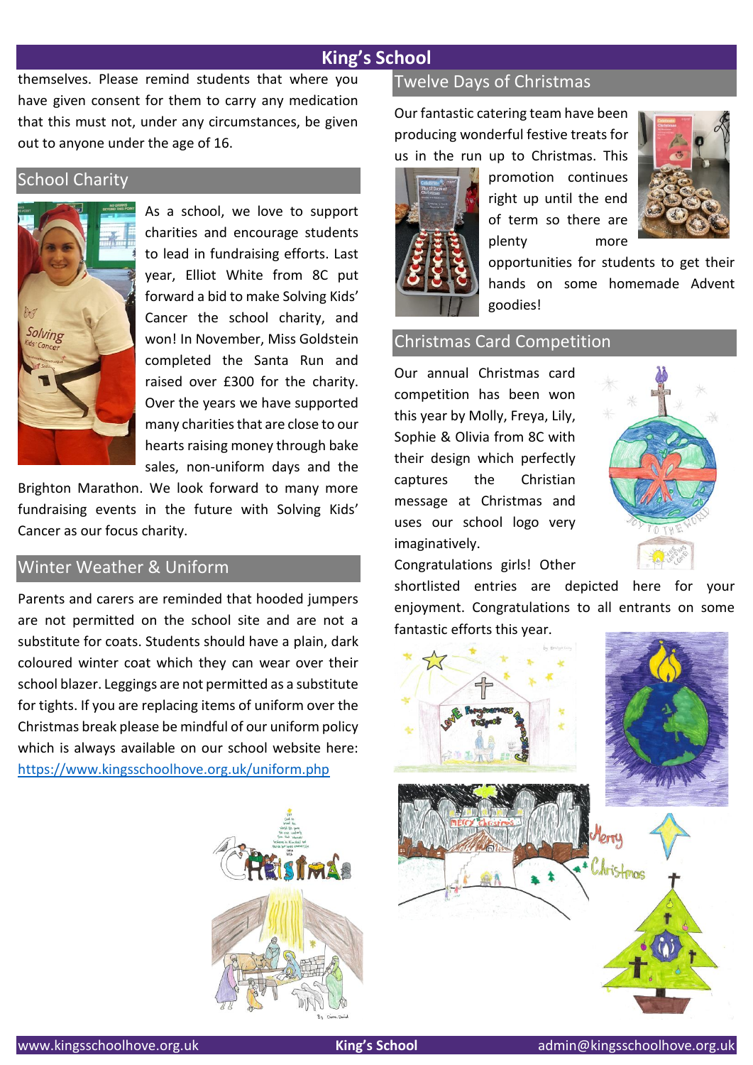themselves. Please remind students that where you have given consent for them to carry any medication that this must not, under any circumstances, be given out to anyone under the age of 16.

## School Charity

As a school, we love to support charities and encourage students to lead in fundraising efforts. Last year, Elliot White from 8C put forward a bid to make Solving Kids' Cancer the school charity, and won! In November, Miss Goldstein completed the Santa Run and raised over £300 for the charity. Over the years we have supported many charities that are close to our hearts raising money through bake sales, non-uniform days and the Brighton Marathon. We look forward to many more fundraising events in the future with Solving Kids' Cancer as our focus charity.

## Winter Weather & Uniform

Parents and carers are reminded that hooded jumpers are not permitted on the school site and are not a substitute for coats. Students should have a plain, dark coloured winter coat which they can wear over their school blazer. Leggings are not permitted as a substitute for tights. If you are replacing items of uniform over the Christmas break please be mindful of our uniform policy which is always available on our school website here: [https://www.kingsschoolhove.org.uk/uniform.php](https://www.kingsschoolhove.org.uk/uniform.php)

## Twelve Days of Christmas

Our fantastic catering team have been producing wonderful festive treats for us in the run up to Christmas. This promotion continues right up until the end of term so there are plenty more opportunities for students to get their hands on some homemade Advent goodies!

## Christmas Card Competition

Our annual Christmas card competition has been won this year by Molly, Freya, Lily, Sophie & Olivia from 8C with their design which perfectly captures the Christian message at Christmas and uses our school logo very imaginatively. Congratulations girls! Other shortlisted entries are depicted here for your enjoyment. Congratulations to all entrants on some fantastic efforts this year.